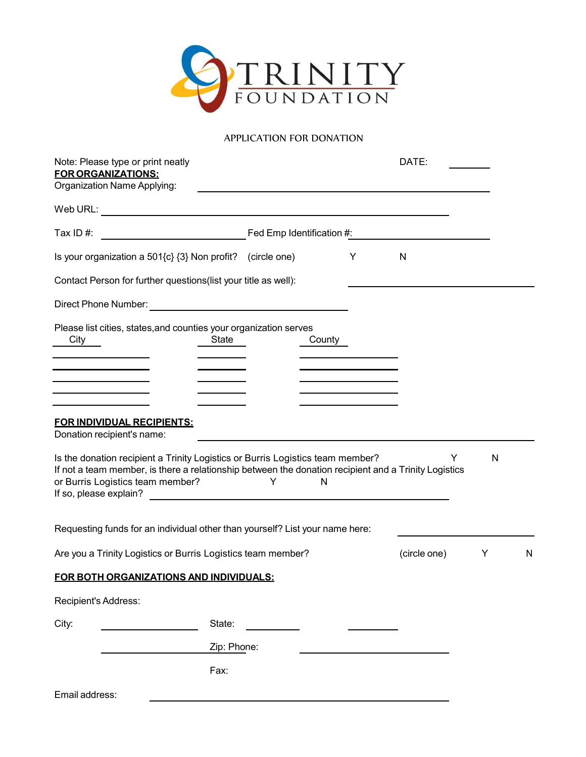# TRINITY FOUNDATION

## APPLICATION FOR DONATION

Note: Please type or print neatly  DATE: ________

**FOR ORGANIZATIONS:**

Organization Name Applying: ______________________________

Web URL: ______________________________

Tax ID #: ______________ Fed Emp Identification #: ______________

Is your organization a 501{c} {3} Non profit? (circle one) Y N

Contact Person for further questions(list your title as well): ______________

Direct Phone Number: ______________

Please list cities, states,and counties your organization serves

| City | State | County |
|---|---|---|
| | | |
| | | |
| | | |
| | | |
| | | |

**FOR INDIVIDUAL RECIPIENTS:**

Donation recipient's name: ______________________________

Is the donation recipient a Trinity Logistics or Burris Logistics team member? Y N

If not a team member, is there a relationship between the donation recipient and a Trinity Logistics or Burris Logistics team member? Y N

If so, please explain? ______________________________

Requesting funds for an individual other than yourself? List your name here: ______________

Are you a Trinity Logistics or Burris Logistics team member? (circle one) Y N

**FOR BOTH ORGANIZATIONS AND INDIVIDUALS:**

Recipient's Address:

City: ______________ State: ________ ________

______________ Zip: Phone: ______________

Fax:

Email address: ______________________________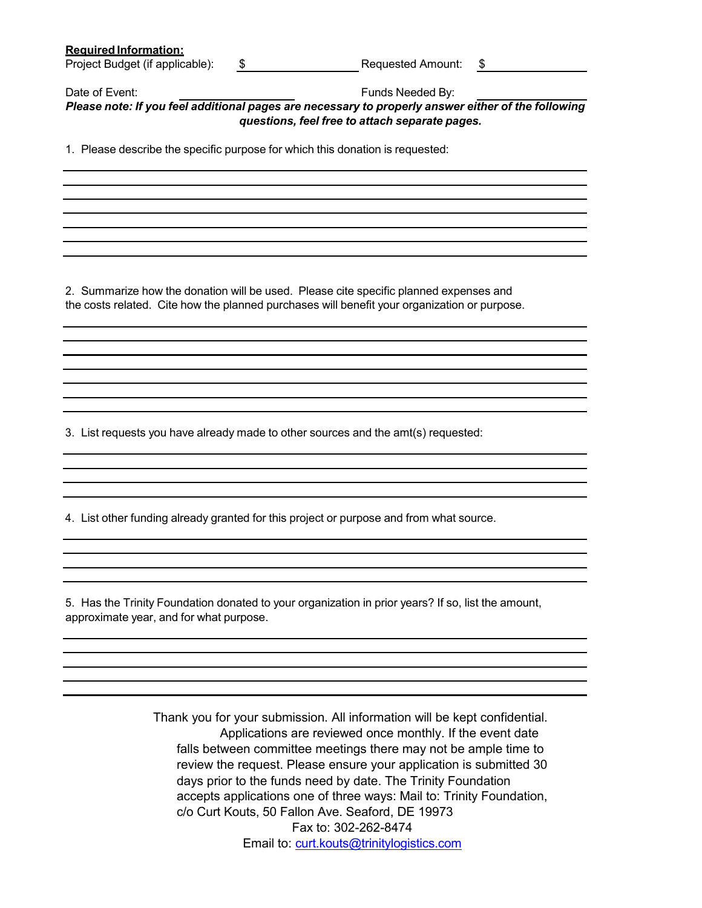**Required Information:**

Project Budget (if applicable): $ ____________ Requested Amount: $ ____________

Date of Event: ____________ Funds Needed By: ____________

***Please note: If you feel additional pages are necessary to properly answer either of the following questions, feel free to attach separate pages.***

1. Please describe the specific purpose for which this donation is requested:

2. Summarize how the donation will be used. Please cite specific planned expenses and the costs related. Cite how the planned purchases will benefit your organization or purpose.

3. List requests you have already made to other sources and the amt(s) requested:

4. List other funding already granted for this project or purpose and from what source.

5. Has the Trinity Foundation donated to your organization in prior years? If so, list the amount, approximate year, and for what purpose.

Thank you for your submission. All information will be kept confidential. Applications are reviewed once monthly. If the event date falls between committee meetings there may not be ample time to review the request. Please ensure your application is submitted 30 days prior to the funds need by date. The Trinity Foundation accepts applications one of three ways: Mail to: Trinity Foundation, c/o Curt Kouts, 50 Fallon Ave. Seaford, DE 19973

Fax to: 302-262-8474

Email to: curt.kouts@trinitylogistics.com